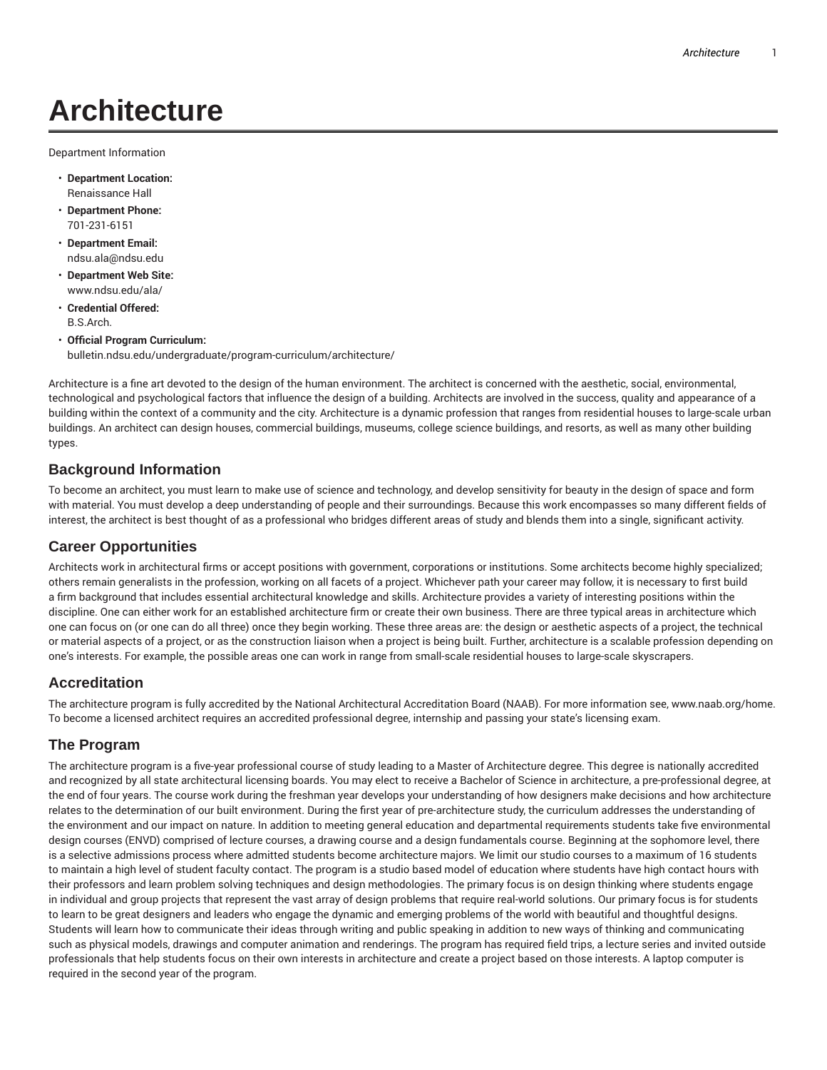# Architecture

Department Information

- **Department Location:**
  Renaissance Hall
- **Department Phone:**
  701-231-6151
- **Department Email:**
  ndsu.ala@ndsu.edu
- **Department Web Site:**
  www.ndsu.edu/ala/
- **Credential Offered:**
  B.S.Arch.
- **Official Program Curriculum:**
  bulletin.ndsu.edu/undergraduate/program-curriculum/architecture/

Architecture is a fine art devoted to the design of the human environment. The architect is concerned with the aesthetic, social, environmental, technological and psychological factors that influence the design of a building. Architects are involved in the success, quality and appearance of a building within the context of a community and the city. Architecture is a dynamic profession that ranges from residential houses to large-scale urban buildings. An architect can design houses, commercial buildings, museums, college science buildings, and resorts, as well as many other building types.

## Background Information

To become an architect, you must learn to make use of science and technology, and develop sensitivity for beauty in the design of space and form with material. You must develop a deep understanding of people and their surroundings. Because this work encompasses so many different fields of interest, the architect is best thought of as a professional who bridges different areas of study and blends them into a single, significant activity.

## Career Opportunities

Architects work in architectural firms or accept positions with government, corporations or institutions. Some architects become highly specialized; others remain generalists in the profession, working on all facets of a project. Whichever path your career may follow, it is necessary to first build a firm background that includes essential architectural knowledge and skills. Architecture provides a variety of interesting positions within the discipline. One can either work for an established architecture firm or create their own business. There are three typical areas in architecture which one can focus on (or one can do all three) once they begin working. These three areas are: the design or aesthetic aspects of a project, the technical or material aspects of a project, or as the construction liaison when a project is being built. Further, architecture is a scalable profession depending on one's interests. For example, the possible areas one can work in range from small-scale residential houses to large-scale skyscrapers.

## Accreditation

The architecture program is fully accredited by the National Architectural Accreditation Board (NAAB). For more information see, www.naab.org/home. To become a licensed architect requires an accredited professional degree, internship and passing your state's licensing exam.

## The Program

The architecture program is a five-year professional course of study leading to a Master of Architecture degree. This degree is nationally accredited and recognized by all state architectural licensing boards. You may elect to receive a Bachelor of Science in architecture, a pre-professional degree, at the end of four years. The course work during the freshman year develops your understanding of how designers make decisions and how architecture relates to the determination of our built environment. During the first year of pre-architecture study, the curriculum addresses the understanding of the environment and our impact on nature. In addition to meeting general education and departmental requirements students take five environmental design courses (ENVD) comprised of lecture courses, a drawing course and a design fundamentals course. Beginning at the sophomore level, there is a selective admissions process where admitted students become architecture majors. We limit our studio courses to a maximum of 16 students to maintain a high level of student faculty contact. The program is a studio based model of education where students have high contact hours with their professors and learn problem solving techniques and design methodologies. The primary focus is on design thinking where students engage in individual and group projects that represent the vast array of design problems that require real-world solutions. Our primary focus is for students to learn to be great designers and leaders who engage the dynamic and emerging problems of the world with beautiful and thoughtful designs. Students will learn how to communicate their ideas through writing and public speaking in addition to new ways of thinking and communicating such as physical models, drawings and computer animation and renderings. The program has required field trips, a lecture series and invited outside professionals that help students focus on their own interests in architecture and create a project based on those interests. A laptop computer is required in the second year of the program.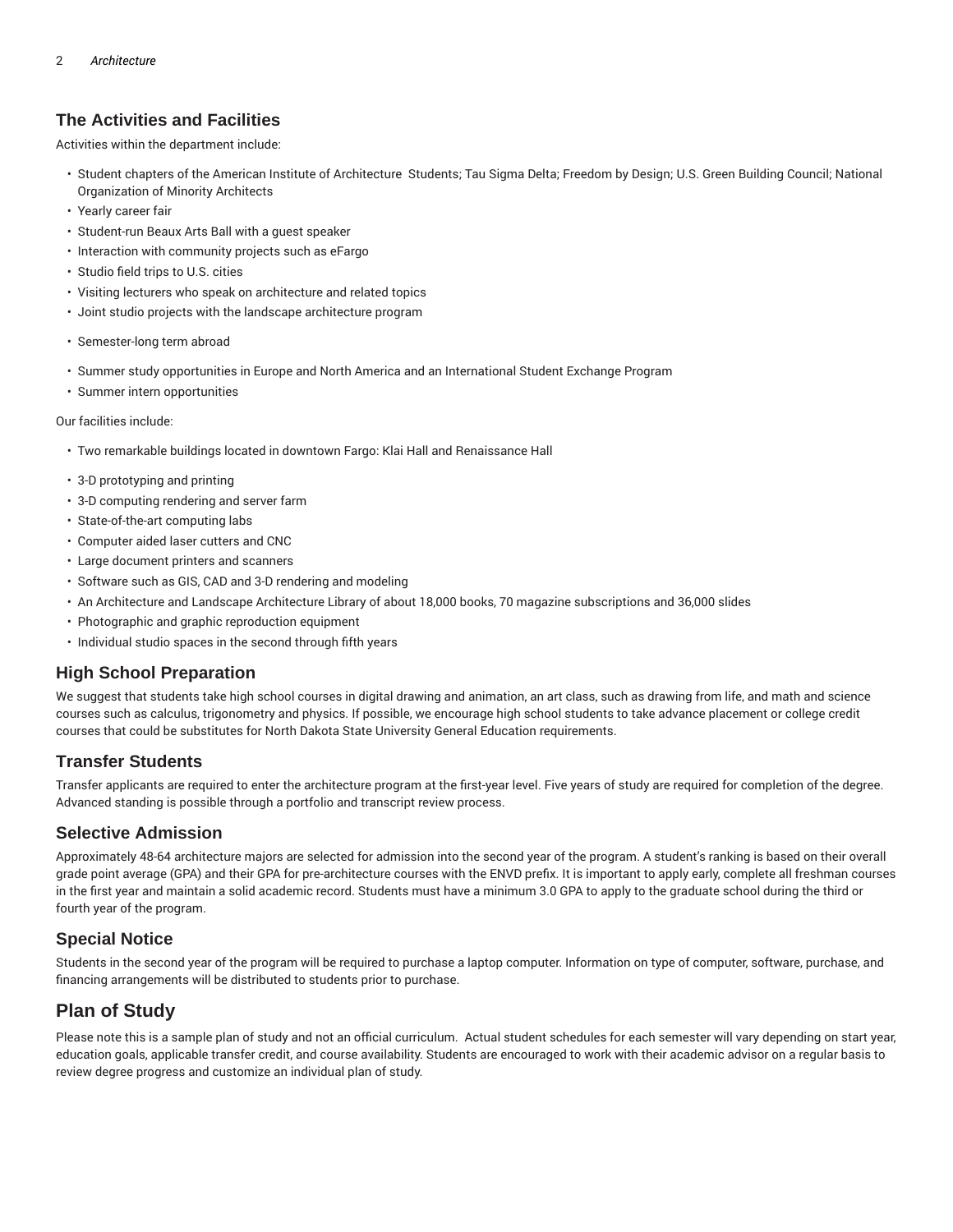## The Activities and Facilities

Activities within the department include:

- Student chapters of the American Institute of Architecture  Students; Tau Sigma Delta; Freedom by Design; U.S. Green Building Council; National Organization of Minority Architects
- Yearly career fair
- Student-run Beaux Arts Ball with a guest speaker
- Interaction with community projects such as eFargo
- Studio field trips to U.S. cities
- Visiting lecturers who speak on architecture and related topics
- Joint studio projects with the landscape architecture program
- Semester-long term abroad
- Summer study opportunities in Europe and North America and an International Student Exchange Program
- Summer intern opportunities

Our facilities include:

- Two remarkable buildings located in downtown Fargo: Klai Hall and Renaissance Hall
- 3-D prototyping and printing
- 3-D computing rendering and server farm
- State-of-the-art computing labs
- Computer aided laser cutters and CNC
- Large document printers and scanners
- Software such as GIS, CAD and 3-D rendering and modeling
- An Architecture and Landscape Architecture Library of about 18,000 books, 70 magazine subscriptions and 36,000 slides
- Photographic and graphic reproduction equipment
- Individual studio spaces in the second through fifth years

## High School Preparation

We suggest that students take high school courses in digital drawing and animation, an art class, such as drawing from life, and math and science courses such as calculus, trigonometry and physics. If possible, we encourage high school students to take advance placement or college credit courses that could be substitutes for North Dakota State University General Education requirements.

## Transfer Students

Transfer applicants are required to enter the architecture program at the first-year level. Five years of study are required for completion of the degree. Advanced standing is possible through a portfolio and transcript review process.

## Selective Admission

Approximately 48-64 architecture majors are selected for admission into the second year of the program. A student's ranking is based on their overall grade point average (GPA) and their GPA for pre-architecture courses with the ENVD prefix. It is important to apply early, complete all freshman courses in the first year and maintain a solid academic record. Students must have a minimum 3.0 GPA to apply to the graduate school during the third or fourth year of the program.

## Special Notice

Students in the second year of the program will be required to purchase a laptop computer. Information on type of computer, software, purchase, and financing arrangements will be distributed to students prior to purchase.

# Plan of Study

Please note this is a sample plan of study and not an official curriculum.  Actual student schedules for each semester will vary depending on start year, education goals, applicable transfer credit, and course availability. Students are encouraged to work with their academic advisor on a regular basis to review degree progress and customize an individual plan of study.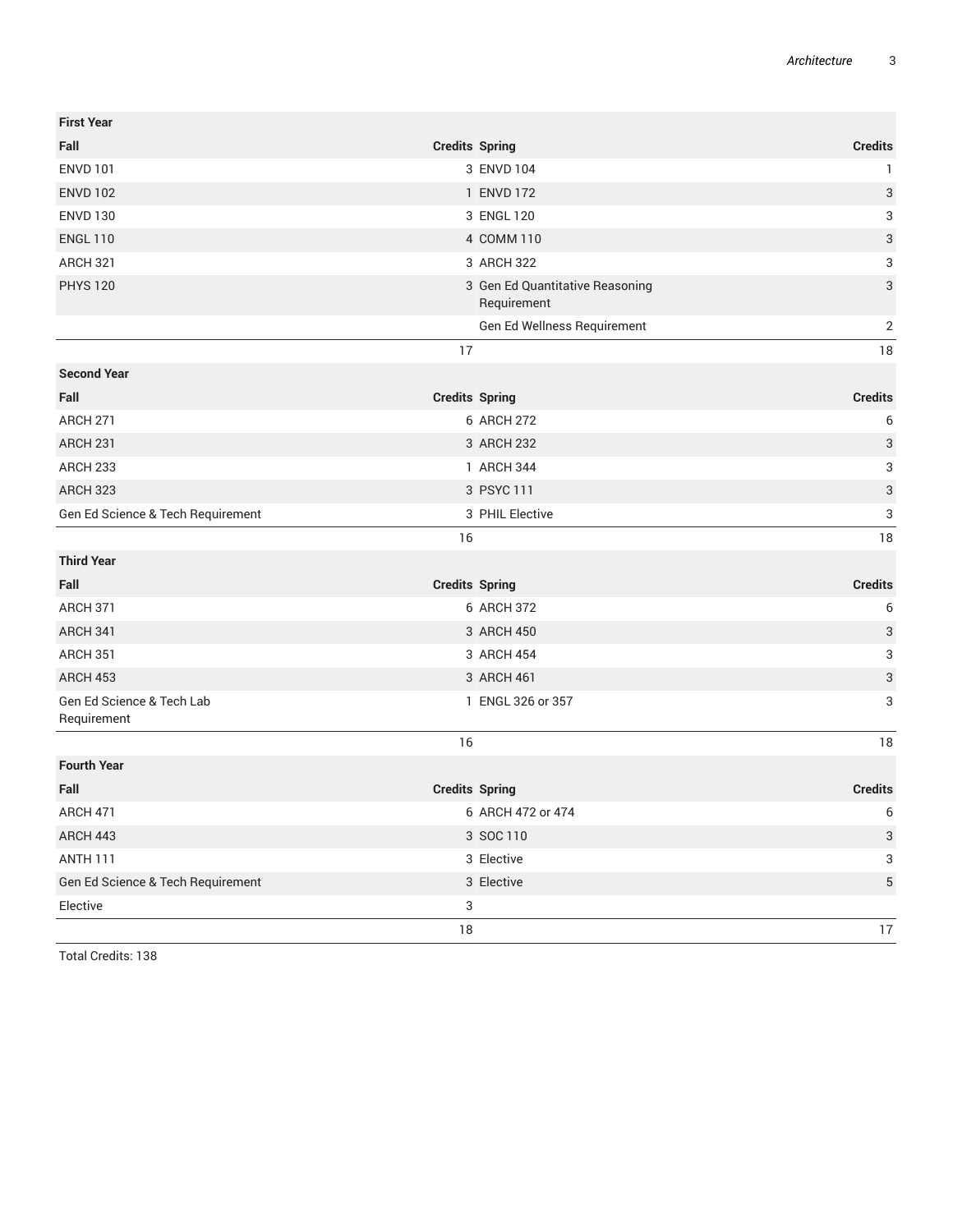| First Year | | | |
| --- | --- | --- | --- |
| **Fall** | **Credits** | **Spring** | **Credits** |
| ENVD 101 | 3 | ENVD 104 | 1 |
| ENVD 102 | 1 | ENVD 172 | 3 |
| ENVD 130 | 3 | ENGL 120 | 3 |
| ENGL 110 | 4 | COMM 110 | 3 |
| ARCH 321 | 3 | ARCH 322 | 3 |
| PHYS 120 | 3 | Gen Ed Quantitative Reasoning Requirement | 3 |
| | | Gen Ed Wellness Requirement | 2 |
| | 17 | | 18 |
| **Second Year** | | | |
| **Fall** | **Credits** | **Spring** | **Credits** |
| ARCH 271 | 6 | ARCH 272 | 6 |
| ARCH 231 | 3 | ARCH 232 | 3 |
| ARCH 233 | 1 | ARCH 344 | 3 |
| ARCH 323 | 3 | PSYC 111 | 3 |
| Gen Ed Science & Tech Requirement | 3 | PHIL Elective | 3 |
| | 16 | | 18 |
| **Third Year** | | | |
| **Fall** | **Credits** | **Spring** | **Credits** |
| ARCH 371 | 6 | ARCH 372 | 6 |
| ARCH 341 | 3 | ARCH 450 | 3 |
| ARCH 351 | 3 | ARCH 454 | 3 |
| ARCH 453 | 3 | ARCH 461 | 3 |
| Gen Ed Science & Tech Lab Requirement | 1 | ENGL 326 or 357 | 3 |
| | 16 | | 18 |
| **Fourth Year** | | | |
| **Fall** | **Credits** | **Spring** | **Credits** |
| ARCH 471 | 6 | ARCH 472 or 474 | 6 |
| ARCH 443 | 3 | SOC 110 | 3 |
| ANTH 111 | 3 | Elective | 3 |
| Gen Ed Science & Tech Requirement | 3 | Elective | 5 |
| Elective | 3 | | |
| | 18 | | 17 |

Total Credits: 138